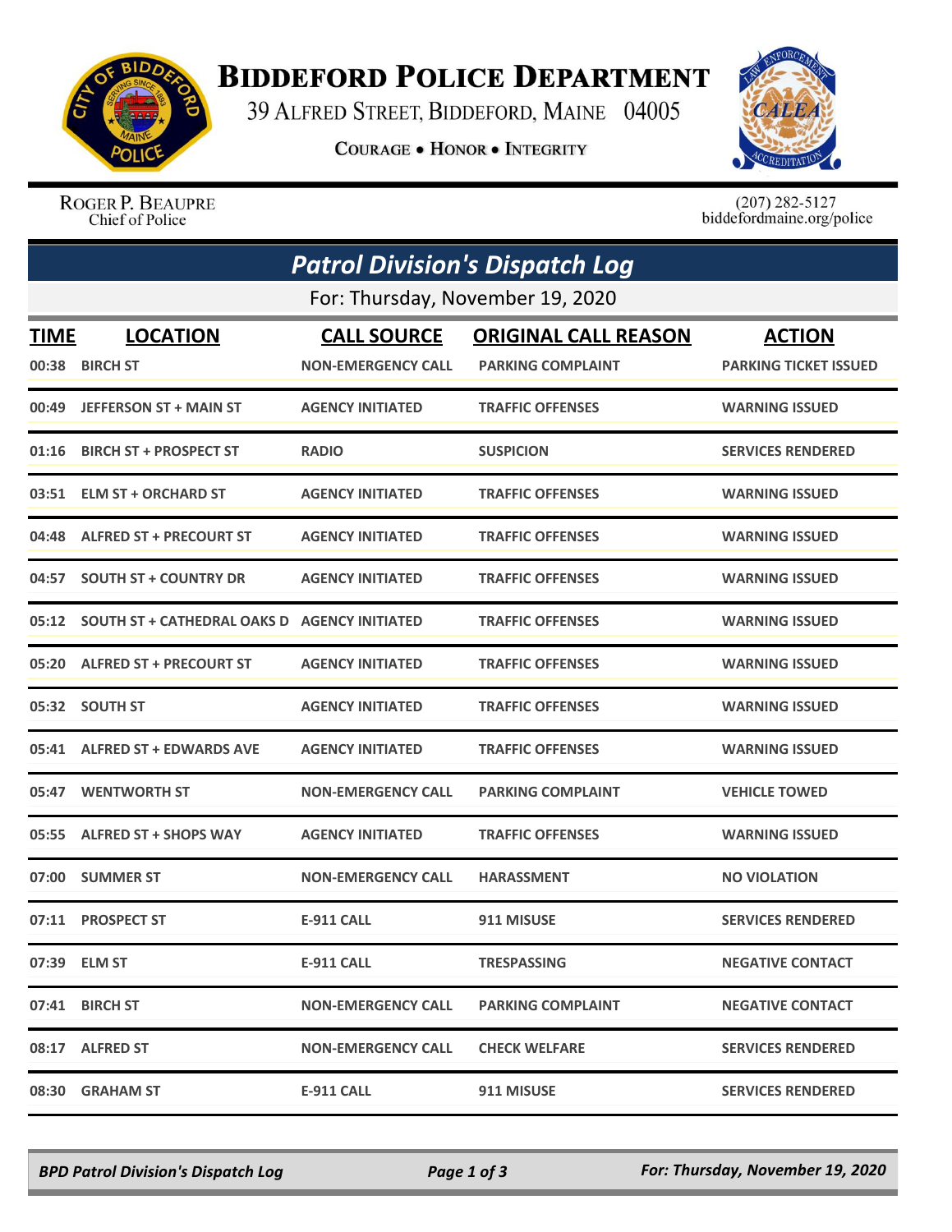# Biddeford Police Department

39 Alfred Street, Biddeford, Maine 04005

**Courage • Honor • Integrity**

Roger P. Beaupre
Chief of Police

(207) 282-5127
biddefordmaine.org/police

## *Patrol Division's Dispatch Log*

For: Thursday, November 19, 2020

| TIME | LOCATION | CALL SOURCE | ORIGINAL CALL REASON | ACTION |
|---|---|---|---|---|
| 00:38 | BIRCH ST | NON-EMERGENCY CALL | PARKING COMPLAINT | PARKING TICKET ISSUED |
| 00:49 | JEFFERSON ST + MAIN ST | AGENCY INITIATED | TRAFFIC OFFENSES | WARNING ISSUED |
| 01:16 | BIRCH ST + PROSPECT ST | RADIO | SUSPICION | SERVICES RENDERED |
| 03:51 | ELM ST + ORCHARD ST | AGENCY INITIATED | TRAFFIC OFFENSES | WARNING ISSUED |
| 04:48 | ALFRED ST + PRECOURT ST | AGENCY INITIATED | TRAFFIC OFFENSES | WARNING ISSUED |
| 04:57 | SOUTH ST + COUNTRY DR | AGENCY INITIATED | TRAFFIC OFFENSES | WARNING ISSUED |
| 05:12 | SOUTH ST + CATHEDRAL OAKS D | AGENCY INITIATED | TRAFFIC OFFENSES | WARNING ISSUED |
| 05:20 | ALFRED ST + PRECOURT ST | AGENCY INITIATED | TRAFFIC OFFENSES | WARNING ISSUED |
| 05:32 | SOUTH ST | AGENCY INITIATED | TRAFFIC OFFENSES | WARNING ISSUED |
| 05:41 | ALFRED ST + EDWARDS AVE | AGENCY INITIATED | TRAFFIC OFFENSES | WARNING ISSUED |
| 05:47 | WENTWORTH ST | NON-EMERGENCY CALL | PARKING COMPLAINT | VEHICLE TOWED |
| 05:55 | ALFRED ST + SHOPS WAY | AGENCY INITIATED | TRAFFIC OFFENSES | WARNING ISSUED |
| 07:00 | SUMMER ST | NON-EMERGENCY CALL | HARASSMENT | NO VIOLATION |
| 07:11 | PROSPECT ST | E-911 CALL | 911 MISUSE | SERVICES RENDERED |
| 07:39 | ELM ST | E-911 CALL | TRESPASSING | NEGATIVE CONTACT |
| 07:41 | BIRCH ST | NON-EMERGENCY CALL | PARKING COMPLAINT | NEGATIVE CONTACT |
| 08:17 | ALFRED ST | NON-EMERGENCY CALL | CHECK WELFARE | SERVICES RENDERED |
| 08:30 | GRAHAM ST | E-911 CALL | 911 MISUSE | SERVICES RENDERED |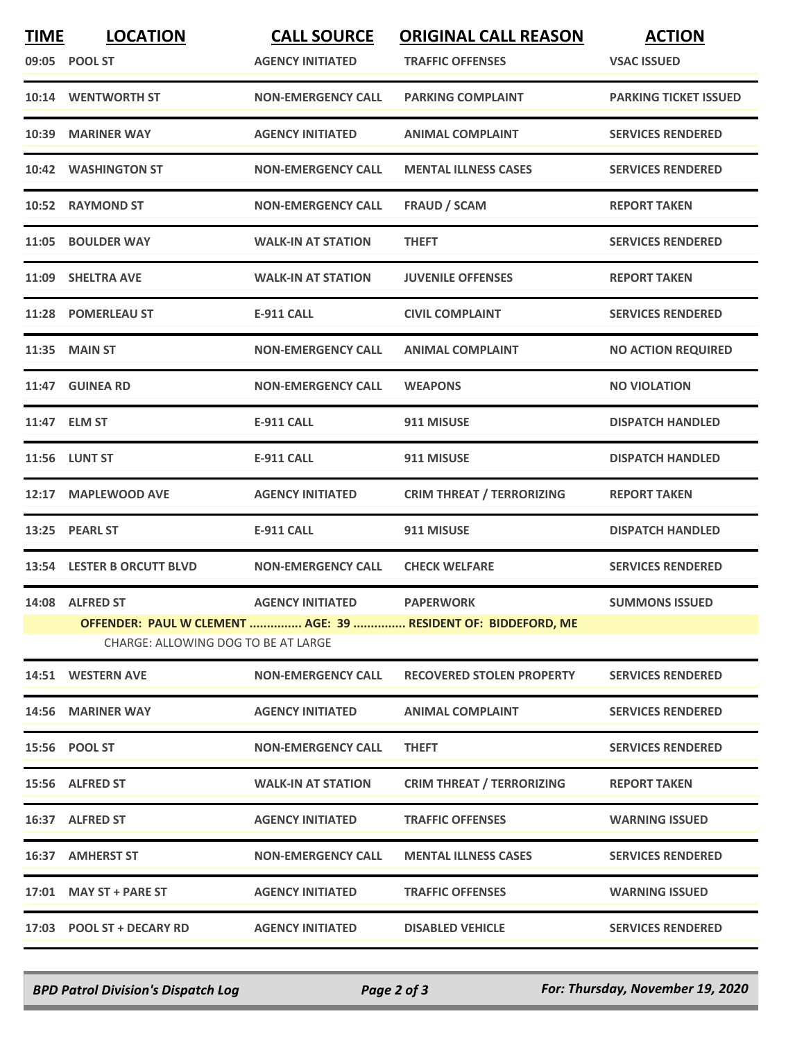| TIME | LOCATION | CALL SOURCE | ORIGINAL CALL REASON | ACTION |
|---|---|---|---|---|
| 09:05 | POOL ST | AGENCY INITIATED | TRAFFIC OFFENSES | VSAC ISSUED |
| 10:14 | WENTWORTH ST | NON-EMERGENCY CALL | PARKING COMPLAINT | PARKING TICKET ISSUED |
| 10:39 | MARINER WAY | AGENCY INITIATED | ANIMAL COMPLAINT | SERVICES RENDERED |
| 10:42 | WASHINGTON ST | NON-EMERGENCY CALL | MENTAL ILLNESS CASES | SERVICES RENDERED |
| 10:52 | RAYMOND ST | NON-EMERGENCY CALL | FRAUD / SCAM | REPORT TAKEN |
| 11:05 | BOULDER WAY | WALK-IN AT STATION | THEFT | SERVICES RENDERED |
| 11:09 | SHELTRA AVE | WALK-IN AT STATION | JUVENILE OFFENSES | REPORT TAKEN |
| 11:28 | POMERLEAU ST | E-911 CALL | CIVIL COMPLAINT | SERVICES RENDERED |
| 11:35 | MAIN ST | NON-EMERGENCY CALL | ANIMAL COMPLAINT | NO ACTION REQUIRED |
| 11:47 | GUINEA RD | NON-EMERGENCY CALL | WEAPONS | NO VIOLATION |
| 11:47 | ELM ST | E-911 CALL | 911 MISUSE | DISPATCH HANDLED |
| 11:56 | LUNT ST | E-911 CALL | 911 MISUSE | DISPATCH HANDLED |
| 12:17 | MAPLEWOOD AVE | AGENCY INITIATED | CRIM THREAT / TERRORIZING | REPORT TAKEN |
| 13:25 | PEARL ST | E-911 CALL | 911 MISUSE | DISPATCH HANDLED |
| 13:54 | LESTER B ORCUTT BLVD | NON-EMERGENCY CALL | CHECK WELFARE | SERVICES RENDERED |
| 14:08 | ALFRED ST | AGENCY INITIATED | PAPERWORK | SUMMONS ISSUED |
| | OFFENDER: PAUL W CLEMENT ............... AGE: 39 ............... RESIDENT OF: BIDDEFORD, ME | | | |
| | CHARGE: ALLOWING DOG TO BE AT LARGE | | | |
| 14:51 | WESTERN AVE | NON-EMERGENCY CALL | RECOVERED STOLEN PROPERTY | SERVICES RENDERED |
| 14:56 | MARINER WAY | AGENCY INITIATED | ANIMAL COMPLAINT | SERVICES RENDERED |
| 15:56 | POOL ST | NON-EMERGENCY CALL | THEFT | SERVICES RENDERED |
| 15:56 | ALFRED ST | WALK-IN AT STATION | CRIM THREAT / TERRORIZING | REPORT TAKEN |
| 16:37 | ALFRED ST | AGENCY INITIATED | TRAFFIC OFFENSES | WARNING ISSUED |
| 16:37 | AMHERST ST | NON-EMERGENCY CALL | MENTAL ILLNESS CASES | SERVICES RENDERED |
| 17:01 | MAY ST + PARE ST | AGENCY INITIATED | TRAFFIC OFFENSES | WARNING ISSUED |
| 17:03 | POOL ST + DECARY RD | AGENCY INITIATED | DISABLED VEHICLE | SERVICES RENDERED |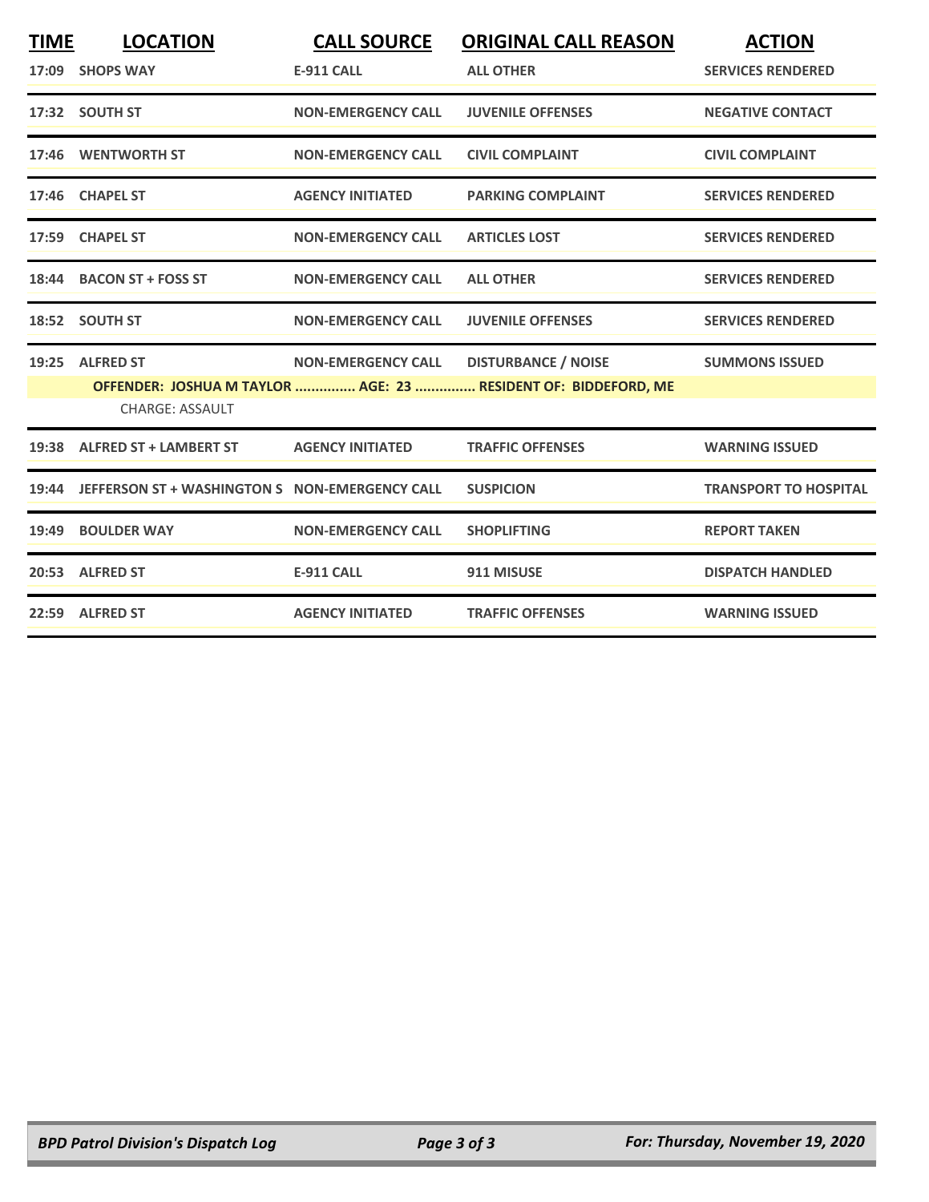| TIME | LOCATION | CALL SOURCE | ORIGINAL CALL REASON | ACTION |
|---|---|---|---|---|
| 17:09 | SHOPS WAY | E-911 CALL | ALL OTHER | SERVICES RENDERED |
| 17:32 | SOUTH ST | NON-EMERGENCY CALL | JUVENILE OFFENSES | NEGATIVE CONTACT |
| 17:46 | WENTWORTH ST | NON-EMERGENCY CALL | CIVIL COMPLAINT | CIVIL COMPLAINT |
| 17:46 | CHAPEL ST | AGENCY INITIATED | PARKING COMPLAINT | SERVICES RENDERED |
| 17:59 | CHAPEL ST | NON-EMERGENCY CALL | ARTICLES LOST | SERVICES RENDERED |
| 18:44 | BACON ST + FOSS ST | NON-EMERGENCY CALL | ALL OTHER | SERVICES RENDERED |
| 18:52 | SOUTH ST | NON-EMERGENCY CALL | JUVENILE OFFENSES | SERVICES RENDERED |
| 19:25 | ALFRED ST | NON-EMERGENCY CALL | DISTURBANCE / NOISE | SUMMONS ISSUED |
| | OFFENDER: JOSHUA M TAYLOR ............... AGE: 23 ............... RESIDENT OF: BIDDEFORD, ME | | | |
| | CHARGE: ASSAULT | | | |
| 19:38 | ALFRED ST + LAMBERT ST | AGENCY INITIATED | TRAFFIC OFFENSES | WARNING ISSUED |
| 19:44 | JEFFERSON ST + WASHINGTON S | NON-EMERGENCY CALL | SUSPICION | TRANSPORT TO HOSPITAL |
| 19:49 | BOULDER WAY | NON-EMERGENCY CALL | SHOPLIFTING | REPORT TAKEN |
| 20:53 | ALFRED ST | E-911 CALL | 911 MISUSE | DISPATCH HANDLED |
| 22:59 | ALFRED ST | AGENCY INITIATED | TRAFFIC OFFENSES | WARNING ISSUED |